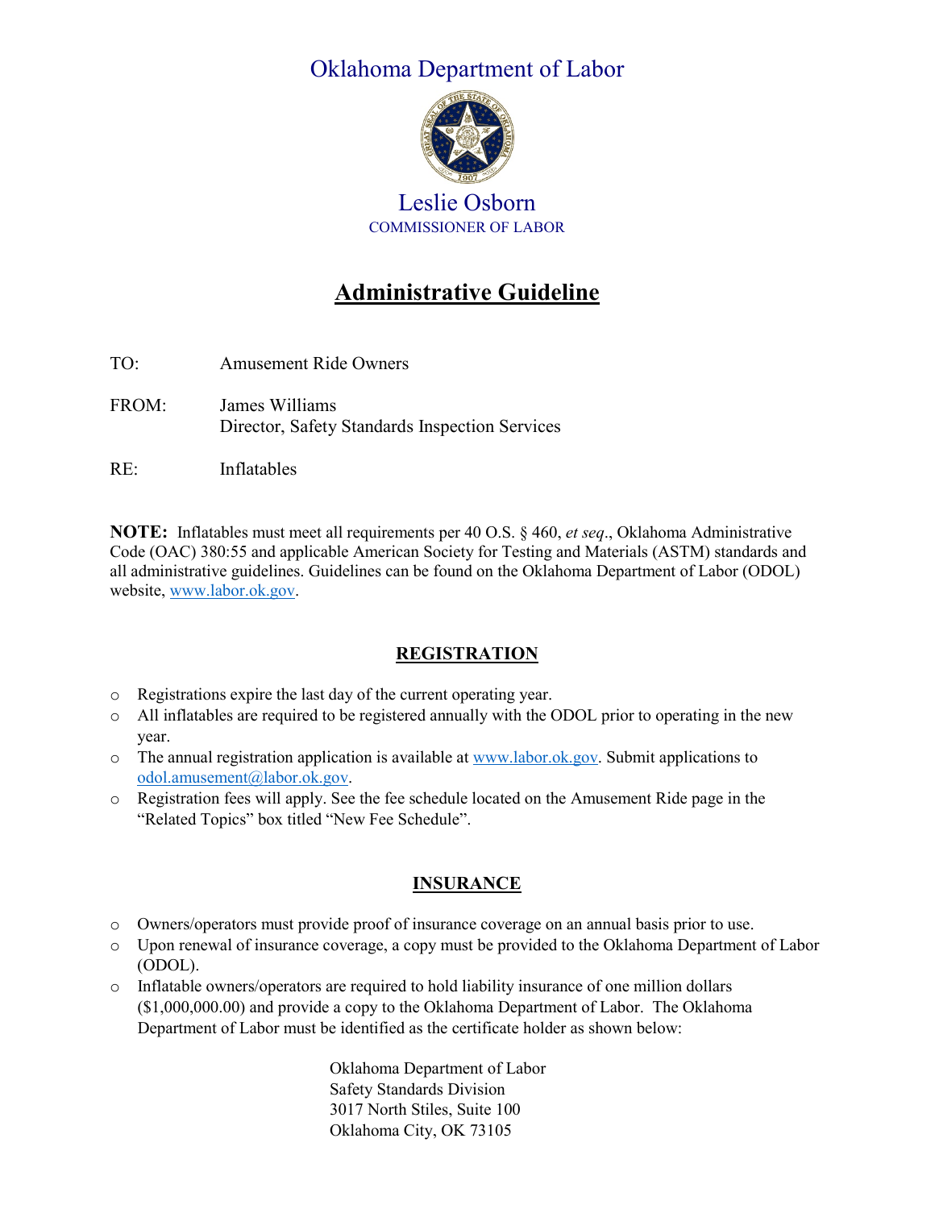# Oklahoma Department of Labor

Leslie Osborn
COMMISSIONER OF LABOR

## Administrative Guideline

TO: Amusement Ride Owners

FROM: James Williams
Director, Safety Standards Inspection Services

RE: Inflatables

**NOTE:** Inflatables must meet all requirements per 40 O.S. § 460, *et seq*., Oklahoma Administrative Code (OAC) 380:55 and applicable American Society for Testing and Materials (ASTM) standards and all administrative guidelines. Guidelines can be found on the Oklahoma Department of Labor (ODOL) website, www.labor.ok.gov.

### REGISTRATION

- Registrations expire the last day of the current operating year.
- All inflatables are required to be registered annually with the ODOL prior to operating in the new year.
- The annual registration application is available at www.labor.ok.gov. Submit applications to odol.amusement@labor.ok.gov.
- Registration fees will apply. See the fee schedule located on the Amusement Ride page in the "Related Topics" box titled "New Fee Schedule".

### INSURANCE

- Owners/operators must provide proof of insurance coverage on an annual basis prior to use.
- Upon renewal of insurance coverage, a copy must be provided to the Oklahoma Department of Labor (ODOL).
- Inflatable owners/operators are required to hold liability insurance of one million dollars ($1,000,000.00) and provide a copy to the Oklahoma Department of Labor. The Oklahoma Department of Labor must be identified as the certificate holder as shown below:

  Oklahoma Department of Labor
  Safety Standards Division
  3017 North Stiles, Suite 100
  Oklahoma City, OK 73105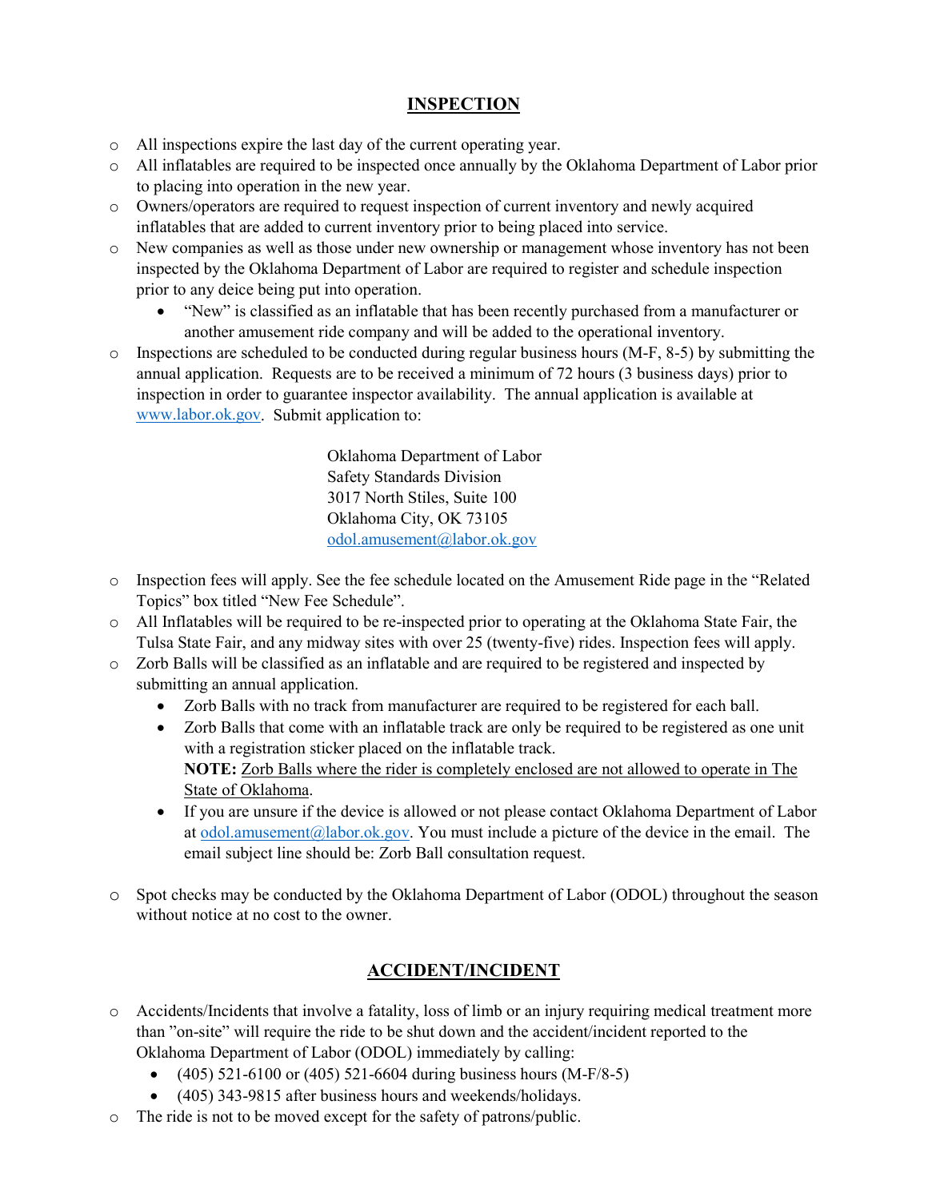## INSPECTION

- All inspections expire the last day of the current operating year.
- All inflatables are required to be inspected once annually by the Oklahoma Department of Labor prior to placing into operation in the new year.
- Owners/operators are required to request inspection of current inventory and newly acquired inflatables that are added to current inventory prior to being placed into service.
- New companies as well as those under new ownership or management whose inventory has not been inspected by the Oklahoma Department of Labor are required to register and schedule inspection prior to any deice being put into operation.
  - "New" is classified as an inflatable that has been recently purchased from a manufacturer or another amusement ride company and will be added to the operational inventory.
- Inspections are scheduled to be conducted during regular business hours (M-F, 8-5) by submitting the annual application. Requests are to be received a minimum of 72 hours (3 business days) prior to inspection in order to guarantee inspector availability. The annual application is available at www.labor.ok.gov. Submit application to:

  Oklahoma Department of Labor
  Safety Standards Division
  3017 North Stiles, Suite 100
  Oklahoma City, OK 73105
  odol.amusement@labor.ok.gov

- Inspection fees will apply. See the fee schedule located on the Amusement Ride page in the "Related Topics" box titled "New Fee Schedule".
- All Inflatables will be required to be re-inspected prior to operating at the Oklahoma State Fair, the Tulsa State Fair, and any midway sites with over 25 (twenty-five) rides. Inspection fees will apply.
- Zorb Balls will be classified as an inflatable and are required to be registered and inspected by submitting an annual application.
  - Zorb Balls with no track from manufacturer are required to be registered for each ball.
  - Zorb Balls that come with an inflatable track are only be required to be registered as one unit with a registration sticker placed on the inflatable track.
    **NOTE:** <u>Zorb Balls where the rider is completely enclosed are not allowed to operate in The State of Oklahoma</u>.
  - If you are unsure if the device is allowed or not please contact Oklahoma Department of Labor at odol.amusement@labor.ok.gov. You must include a picture of the device in the email. The email subject line should be: Zorb Ball consultation request.
- Spot checks may be conducted by the Oklahoma Department of Labor (ODOL) throughout the season without notice at no cost to the owner.

## ACCIDENT/INCIDENT

- Accidents/Incidents that involve a fatality, loss of limb or an injury requiring medical treatment more than "on-site" will require the ride to be shut down and the accident/incident reported to the Oklahoma Department of Labor (ODOL) immediately by calling:
  - (405) 521-6100 or (405) 521-6604 during business hours (M-F/8-5)
  - (405) 343-9815 after business hours and weekends/holidays.
- The ride is not to be moved except for the safety of patrons/public.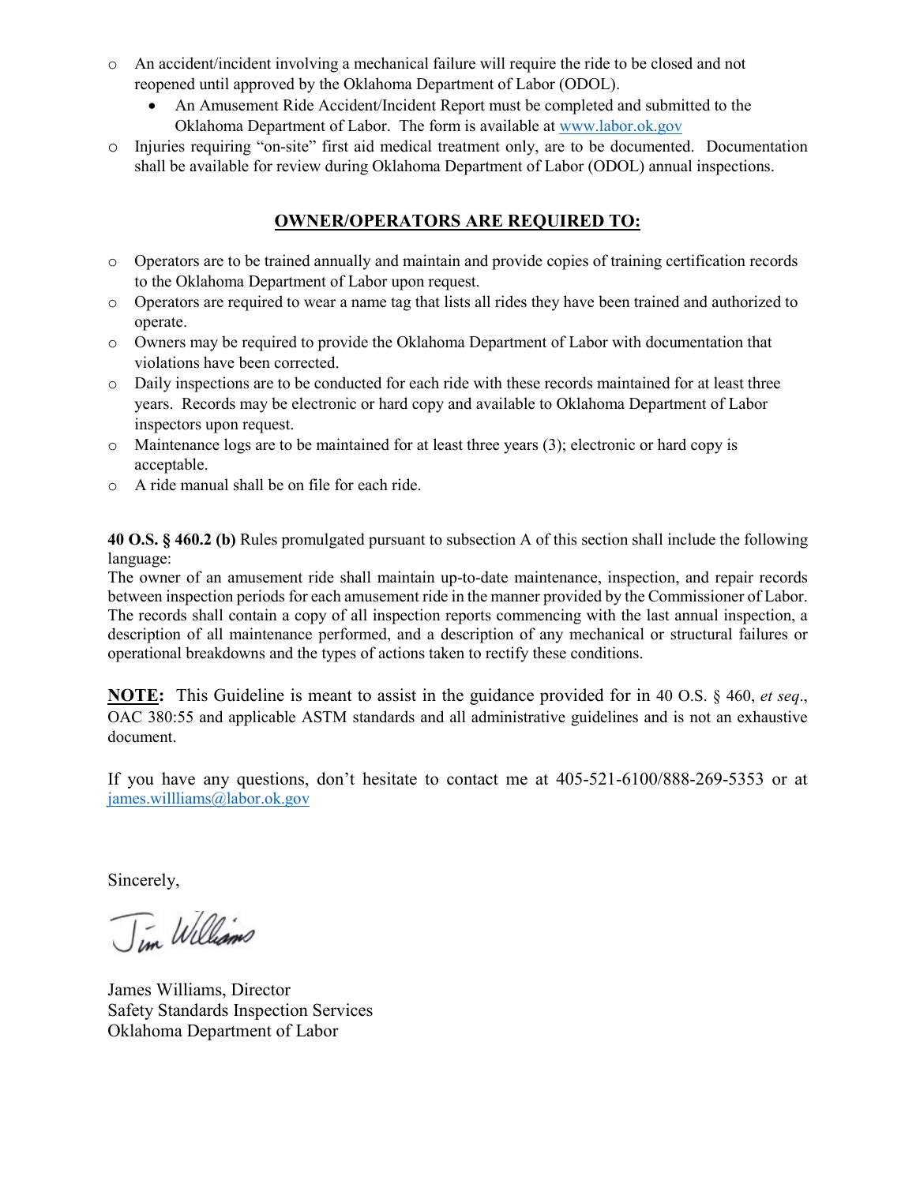- An accident/incident involving a mechanical failure will require the ride to be closed and not reopened until approved by the Oklahoma Department of Labor (ODOL).
  - An Amusement Ride Accident/Incident Report must be completed and submitted to the Oklahoma Department of Labor. The form is available at [www.labor.ok.gov](http://www.labor.ok.gov)
- Injuries requiring "on-site" first aid medical treatment only, are to be documented. Documentation shall be available for review during Oklahoma Department of Labor (ODOL) annual inspections.

## OWNER/OPERATORS ARE REQUIRED TO:

- Operators are to be trained annually and maintain and provide copies of training certification records to the Oklahoma Department of Labor upon request.
- Operators are required to wear a name tag that lists all rides they have been trained and authorized to operate.
- Owners may be required to provide the Oklahoma Department of Labor with documentation that violations have been corrected.
- Daily inspections are to be conducted for each ride with these records maintained for at least three years. Records may be electronic or hard copy and available to Oklahoma Department of Labor inspectors upon request.
- Maintenance logs are to be maintained for at least three years (3); electronic or hard copy is acceptable.
- A ride manual shall be on file for each ride.

**40 O.S. § 460.2 (b)** Rules promulgated pursuant to subsection A of this section shall include the following language:
The owner of an amusement ride shall maintain up-to-date maintenance, inspection, and repair records between inspection periods for each amusement ride in the manner provided by the Commissioner of Labor. The records shall contain a copy of all inspection reports commencing with the last annual inspection, a description of all maintenance performed, and a description of any mechanical or structural failures or operational breakdowns and the types of actions taken to rectify these conditions.

**NOTE:** This Guideline is meant to assist in the guidance provided for in 40 O.S. § 460, *et seq*., OAC 380:55 and applicable ASTM standards and all administrative guidelines and is not an exhaustive document.

If you have any questions, don't hesitate to contact me at 405-521-6100/888-269-5353 or at [james.willliams@labor.ok.gov](mailto:james.willliams@labor.ok.gov)

Sincerely,

Jim Williams

James Williams, Director
Safety Standards Inspection Services
Oklahoma Department of Labor